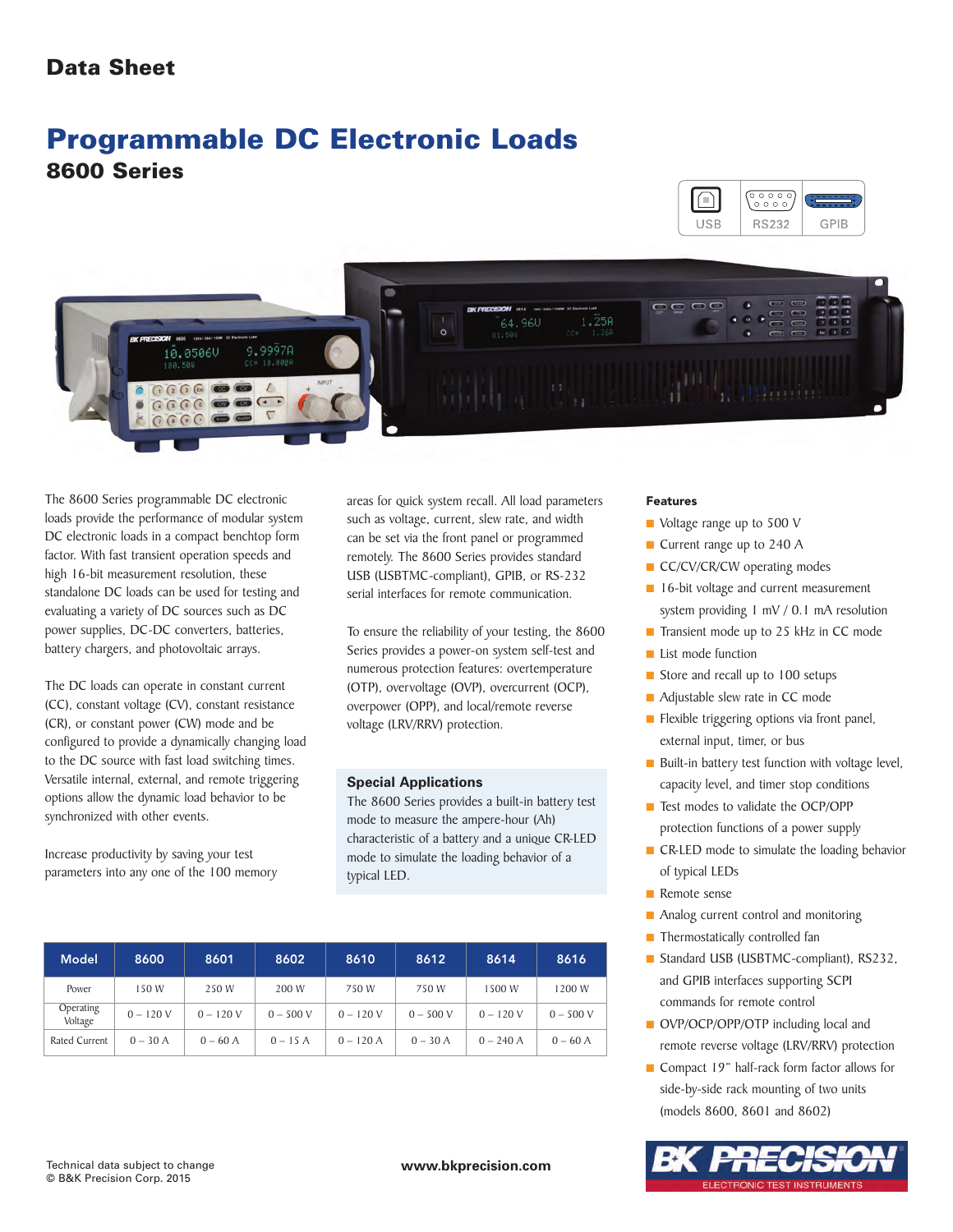Data Sheet

# Programmable DC Electronic Loads

## 8600 Series

USB RS232 GPIB

The 8600 Series programmable DC electronic loads provide the performance of modular system DC electronic loads in a compact benchtop form factor. With fast transient operation speeds and high 16-bit measurement resolution, these standalone DC loads can be used for testing and evaluating a variety of DC sources such as DC power supplies, DC-DC converters, batteries, battery chargers, and photovoltaic arrays.

The DC loads can operate in constant current (CC), constant voltage (CV), constant resistance (CR), or constant power (CW) mode and be configured to provide a dynamically changing load to the DC source with fast load switching times. Versatile internal, external, and remote triggering options allow the dynamic load behavior to be synchronized with other events.

Increase productivity by saving your test parameters into any one of the 100 memory areas for quick system recall. All load parameters such as voltage, current, slew rate, and width can be set via the front panel or programmed remotely. The 8600 Series provides standard USB (USBTMC-compliant), GPIB, or RS-232 serial interfaces for remote communication.

To ensure the reliability of your testing, the 8600 Series provides a power-on system self-test and numerous protection features: overtemperature (OTP), overvoltage (OVP), overcurrent (OCP), overpower (OPP), and local/remote reverse voltage (LRV/RRV) protection.

### Special Applications

The 8600 Series provides a built-in battery test mode to measure the ampere-hour (Ah) characteristic of a battery and a unique CR-LED mode to simulate the loading behavior of a typical LED.

| Model | 8600 | 8601 | 8602 | 8610 | 8612 | 8614 | 8616 |
|---|---|---|---|---|---|---|---|
| Power | 150 W | 250 W | 200 W | 750 W | 750 W | 1500 W | 1200 W |
| Operating Voltage | 0 – 120 V | 0 – 120 V | 0 – 500 V | 0 – 120 V | 0 – 500 V | 0 – 120 V | 0 – 500 V |
| Rated Current | 0 – 30 A | 0 – 60 A | 0 – 15 A | 0 – 120 A | 0 – 30 A | 0 – 240 A | 0 – 60 A |

### Features

- Voltage range up to 500 V
- Current range up to 240 A
- CC/CV/CR/CW operating modes
- 16-bit voltage and current measurement system providing 1 mV / 0.1 mA resolution
- Transient mode up to 25 kHz in CC mode
- List mode function
- Store and recall up to 100 setups
- Adjustable slew rate in CC mode
- Flexible triggering options via front panel, external input, timer, or bus
- Built-in battery test function with voltage level, capacity level, and timer stop conditions
- Test modes to validate the OCP/OPP protection functions of a power supply
- CR-LED mode to simulate the loading behavior of typical LEDs
- Remote sense
- Analog current control and monitoring
- Thermostatically controlled fan
- Standard USB (USBTMC-compliant), RS232, and GPIB interfaces supporting SCPI commands for remote control
- OVP/OCP/OPP/OTP including local and remote reverse voltage (LRV/RRV) protection
- Compact 19" half-rack form factor allows for side-by-side rack mounting of two units (models 8600, 8601 and 8602)

Technical data subject to change
© B&K Precision Corp. 2015

www.bkprecision.com

B&K PRECISION
ELECTRONIC TEST INSTRUMENTS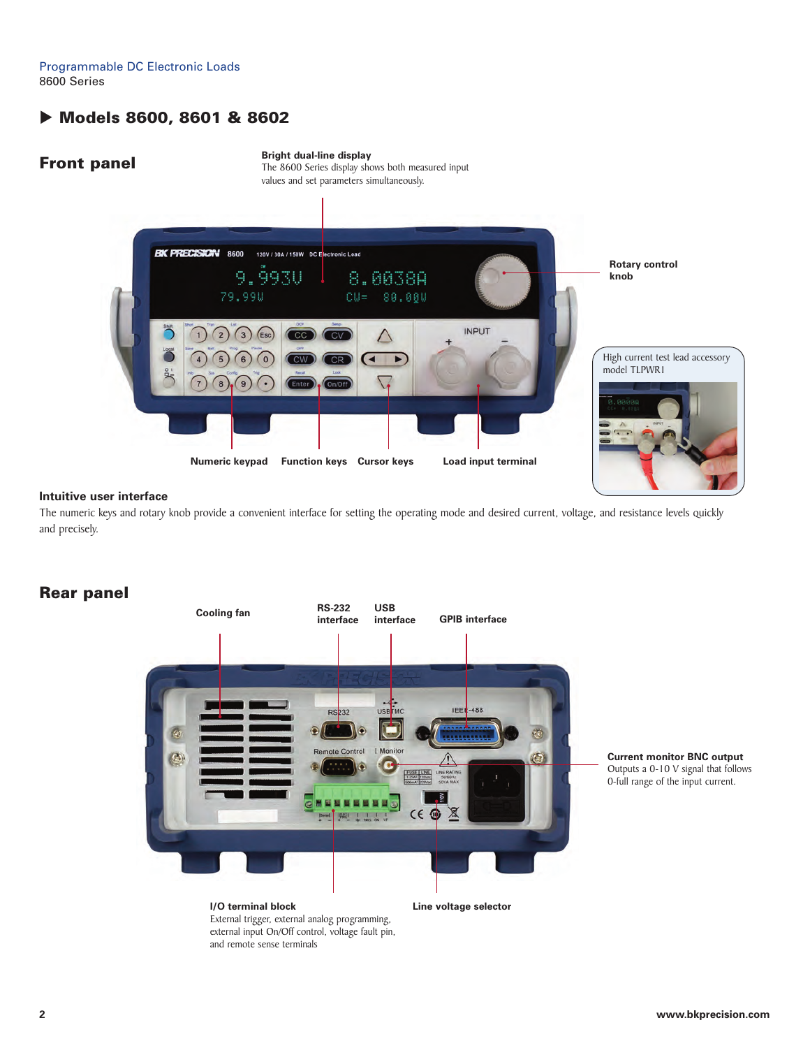Programmable DC Electronic Loads
8600 Series

## ▶ Models 8600, 8601 & 8602

## Front panel

**Bright dual-line display**
The 8600 Series display shows both measured input values and set parameters simultaneously.

**Rotary control knob**

High current test lead accessory model TLPWR1

**Numeric keypad** **Function keys** **Cursor keys** **Load input terminal**

### Intuitive user interface

The numeric keys and rotary knob provide a convenient interface for setting the operating mode and desired current, voltage, and resistance levels quickly and precisely.

## Rear panel

**Cooling fan** **RS-232 interface** **USB interface** **GPIB interface**

**Current monitor BNC output**
Outputs a 0-10 V signal that follows 0-full range of the input current.

**I/O terminal block**
External trigger, external analog programming, external input On/Off control, voltage fault pin, and remote sense terminals

**Line voltage selector**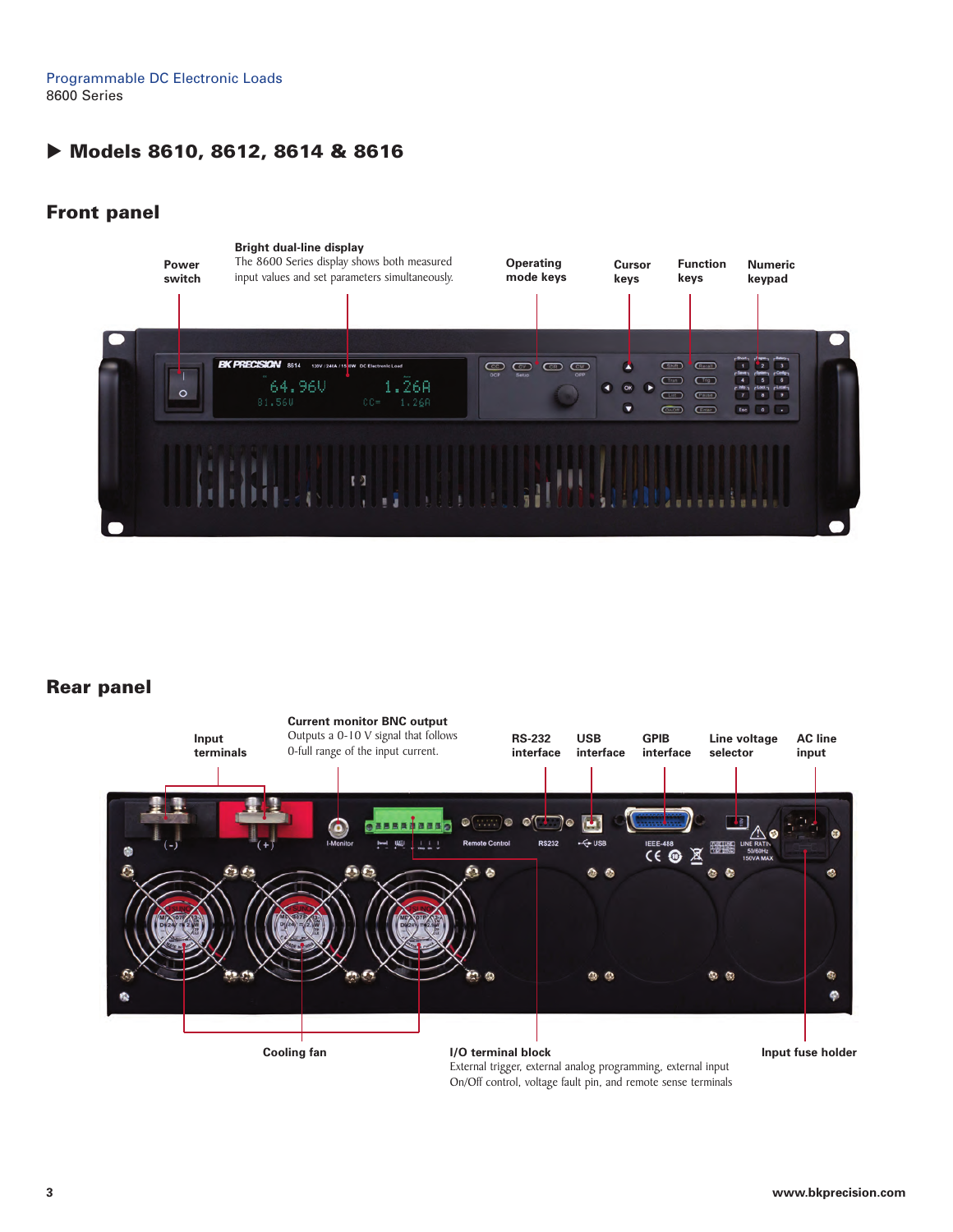Programmable DC Electronic Loads
8600 Series

## ▶ Models 8610, 8612, 8614 & 8616

### Front panel

**Power switch**

**Bright dual-line display**
The 8600 Series display shows both measured input values and set parameters simultaneously.

**Operating mode keys**

**Cursor keys**

**Function keys**

**Numeric keypad**

### Rear panel

**Input terminals**

**Current monitor BNC output**
Outputs a 0-10 V signal that follows 0-full range of the input current.

**RS-232 interface**

**USB interface**

**GPIB interface**

**Line voltage selector**

**AC line input**

**Cooling fan**

**I/O terminal block**
External trigger, external analog programming, external input On/Off control, voltage fault pin, and remote sense terminals

**Input fuse holder**

www.bkprecision.com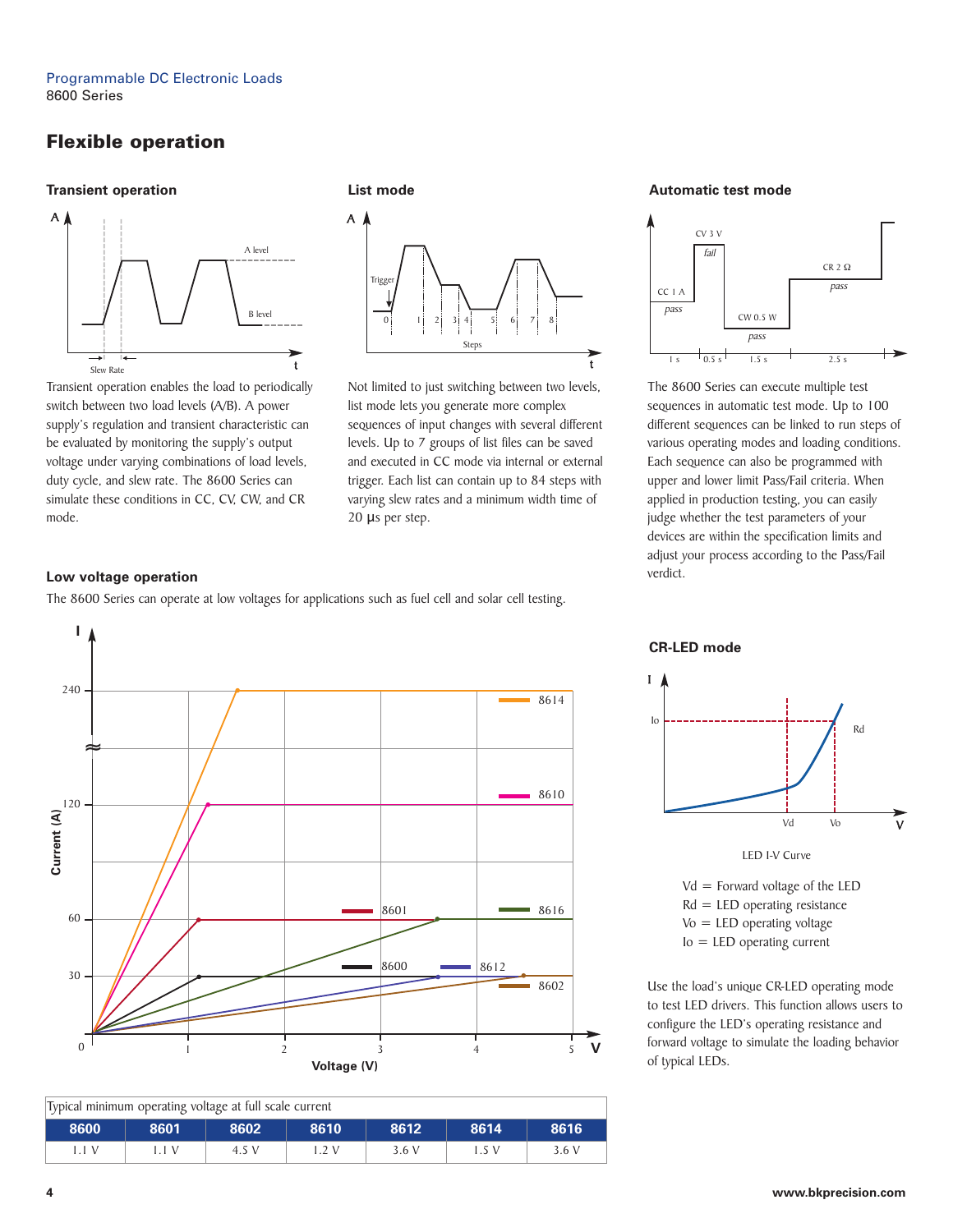Programmable DC Electronic Loads
8600 Series

## Flexible operation

### Transient operation

Transient operation enables the load to periodically switch between two load levels (A/B). A power supply's regulation and transient characteristic can be evaluated by monitoring the supply's output voltage under varying combinations of load levels, duty cycle, and slew rate. The 8600 Series can simulate these conditions in CC, CV, CW, and CR mode.

### List mode

Not limited to just switching between two levels, list mode lets you generate more complex sequences of input changes with several different levels. Up to 7 groups of list files can be saved and executed in CC mode via internal or external trigger. Each list can contain up to 84 steps with varying slew rates and a minimum width time of 20 µs per step.

### Automatic test mode

The 8600 Series can execute multiple test sequences in automatic test mode. Up to 100 different sequences can be linked to run steps of various operating modes and loading conditions. Each sequence can also be programmed with upper and lower limit Pass/Fail criteria. When applied in production testing, you can easily judge whether the test parameters of your devices are within the specification limits and adjust your process according to the Pass/Fail verdict.

### Low voltage operation

The 8600 Series can operate at low voltages for applications such as fuel cell and solar cell testing.

| Typical minimum operating voltage at full scale current | | | | | | |
|---|---|---|---|---|---|---|
| **8600** | **8601** | **8602** | **8610** | **8612** | **8614** | **8616** |
| 1.1 V | 1.1 V | 4.5 V | 1.2 V | 3.6 V | 1.5 V | 3.6 V |

### CR-LED mode

LED I-V Curve

Vd = Forward voltage of the LED
Rd = LED operating resistance
Vo = LED operating voltage
Io = LED operating current

Use the load's unique CR-LED operating mode to test LED drivers. This function allows users to configure the LED's operating resistance and forward voltage to simulate the loading behavior of typical LEDs.

www.bkprecision.com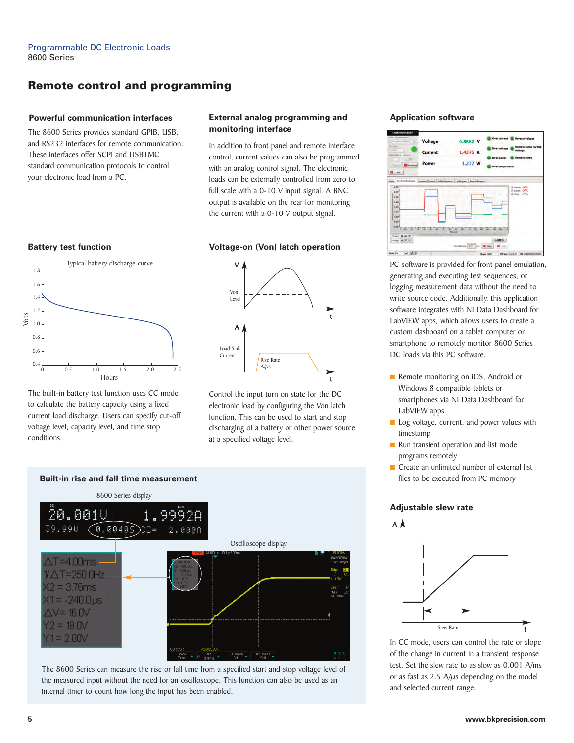# Remote control and programming

### Powerful communication interfaces

The 8600 Series provides standard GPIB, USB, and RS232 interfaces for remote communication. These interfaces offer SCPI and USBTMC standard communication protocols to control your electronic load from a PC.

### External analog programming and monitoring interface

In addition to front panel and remote interface control, current values can also be programmed with an analog control signal. The electronic loads can be externally controlled from zero to full scale with a 0-10 V input signal. A BNC output is available on the rear for monitoring the current with a 0-10 V output signal.

### Battery test function

Typical battery discharge curve

The built-in battery test function uses CC mode to calculate the battery capacity using a fixed current load discharge. Users can specify cut-off voltage level, capacity level, and time stop conditions.

### Voltage-on (Von) latch operation

Control the input turn on state for the DC electronic load by configuring the Von latch function. This can be used to start and stop discharging of a battery or other power source at a specified voltage level.

### Built-in rise and fall time measurement

8600 Series display

Oscilloscope display

The 8600 Series can measure the rise or fall time from a specified start and stop voltage level of the measured input without the need for an oscilloscope. This function can also be used as an internal timer to count how long the input has been enabled.

### Application software

PC software is provided for front panel emulation, generating and executing test sequences, or logging measurement data without the need to write source code. Additionally, this application software integrates with NI Data Dashboard for LabVIEW apps, which allows users to create a custom dashboard on a tablet computer or smartphone to remotely monitor 8600 Series DC loads via this PC software.

- Remote monitoring on iOS, Android or Windows 8 compatible tablets or smartphones via NI Data Dashboard for LabVIEW apps
- Log voltage, current, and power values with timestamp
- Run transient operation and list mode programs remotely
- Create an unlimited number of external list files to be executed from PC memory

### Adjustable slew rate

In CC mode, users can control the rate or slope of the change in current in a transient response test. Set the slew rate to as slow as 0.001 A/ms or as fast as 2.5 A/μs depending on the model and selected current range.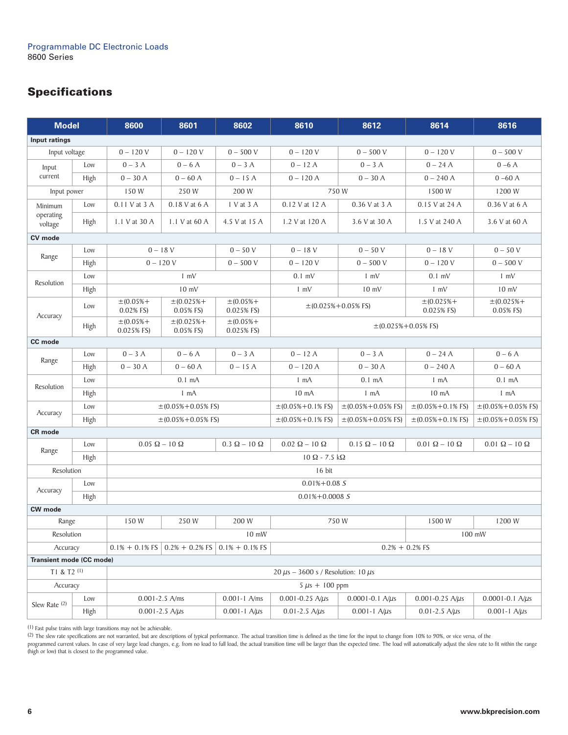Programmable DC Electronic Loads
8600 Series

## Specifications

| Model | | 8600 | 8601 | 8602 | 8610 | 8612 | 8614 | 8616 |
|---|---|---|---|---|---|---|---|---|
| **Input ratings** | | | | | | | | |
| Input voltage | | 0 – 120 V | 0 – 120 V | 0 – 500 V | 0 – 120 V | 0 – 500 V | 0 – 120 V | 0 – 500 V |
| Input current | Low | 0 – 3 A | 0 – 6 A | 0 – 3 A | 0 – 12 A | 0 – 3 A | 0 – 24 A | 0 –6 A |
| | High | 0 – 30 A | 0 – 60 A | 0 – 15 A | 0 – 120 A | 0 – 30 A | 0 – 240 A | 0 –60 A |
| Input power | | 150 W | 250 W | 200 W | 750 W | | 1500 W | 1200 W |
| Minimum operating voltage | Low | 0.11 V at 3 A | 0.18 V at 6 A | 1 V at 3 A | 0.12 V at 12 A | 0.36 V at 3 A | 0.15 V at 24 A | 0.36 V at 6 A |
| | High | 1.1 V at 30 A | 1.1 V at 60 A | 4.5 V at 15 A | 1.2 V at 120 A | 3.6 V at 30 A | 1.5 V at 240 A | 3.6 V at 60 A |
| **CV mode** | | | | | | | | |
| Range | Low | 0 – 18 V | | 0 – 50 V | 0 – 18 V | 0 – 50 V | 0 – 18 V | 0 – 50 V |
| | High | 0 – 120 V | | 0 – 500 V | 0 – 120 V | 0 – 500 V | 0 – 120 V | 0 – 500 V |
| Resolution | Low | 1 mV | | | 0.1 mV | 1 mV | 0.1 mV | 1 mV |
| | High | 10 mV | | | 1 mV | 10 mV | 1 mV | 10 mV |
| Accuracy | Low | ±(0.05%+ 0.02% FS) | ±(0.025%+ 0.05% FS) | ±(0.05%+ 0.025% FS) | ±(0.025%+0.05% FS) | | ±(0.025%+ 0.025% FS) | ±(0.025%+ 0.05% FS) |
| | High | ±(0.05%+ 0.025% FS) | ±(0.025%+ 0.05% FS) | ±(0.05%+ 0.025% FS) | ±(0.025%+0.05% FS) | | | |
| **CC mode** | | | | | | | | |
| Range | Low | 0 – 3 A | 0 – 6 A | 0 – 3 A | 0 – 12 A | 0 – 3 A | 0 – 24 A | 0 – 6 A |
| | High | 0 – 30 A | 0 – 60 A | 0 – 15 A | 0 – 120 A | 0 – 30 A | 0 – 240 A | 0 – 60 A |
| Resolution | Low | 0.1 mA | | | 1 mA | 0.1 mA | 1 mA | 0.1 mA |
| | High | 1 mA | | | 10 mA | 1 mA | 10 mA | 1 mA |
| Accuracy | Low | ±(0.05%+0.05% FS) | | | ±(0.05%+0.1% FS) | ±(0.05%+0.05% FS) | ±(0.05%+0.1% FS) | ±(0.05%+0.05% FS) |
| | High | ±(0.05%+0.05% FS) | | | ±(0.05%+0.1% FS) | ±(0.05%+0.05% FS) | ±(0.05%+0.1% FS) | ±(0.05%+0.05% FS) |
| **CR mode** | | | | | | | | |
| Range | Low | 0.05 Ω – 10 Ω | | 0.3 Ω – 10 Ω | 0.02 Ω – 10 Ω | 0.15 Ω – 10 Ω | 0.01 Ω – 10 Ω | 0.01 Ω – 10 Ω |
| | High | 10 Ω - 7.5 kΩ | | | | | | |
| Resolution | | 16 bit | | | | | | |
| Accuracy | Low | 0.01%+0.08 *S* | | | | | | |
| | High | 0.01%+0.0008 *S* | | | | | | |
| **CW mode** | | | | | | | | |
| Range | | 150 W | 250 W | 200 W | 750 W | | 1500 W | 1200 W |
| Resolution | | 10 mW | | | | | 100 mW | |
| Accuracy | | 0.1% + 0.1% FS | 0.2% + 0.2% FS | 0.1% + 0.1% FS | 0.2% + 0.2% FS | | | |
| **Transient mode (CC mode)** | | | | | | | | |
| T1 & T2 [1] | | 20 µs – 3600 s / Resolution: 10 µs | | | | | | |
| Accuracy | | 5 µs + 100 ppm | | | | | | |
| Slew Rate [2] | Low | 0.001-2.5 A/ms | | 0.001-1 A/ms | 0.001-0.25 A/µs | 0.0001-0.1 A/µs | 0.001-0.25 A/µs | 0.0001-0.1 A/µs |
| | High | 0.001-2.5 A/µs | | 0.001-1 A/µs | 0.01-2.5 A/µs | 0.001-1 A/µs | 0.01-2.5 A/µs | 0.001-1 A/µs |

[1] Fast pulse trains with large transitions may not be achievable.

[2] The slew rate specifications are not warranted, but are descriptions of typical performance. The actual transition time is defined as the time for the input to change from 10% to 90%, or vice versa, of the programmed current values. In case of very large load changes, e.g. from no load to full load, the actual transition time will be larger than the expected time. The load will automatically adjust the slew rate to fit within the range (high or low) that is closest to the programmed value.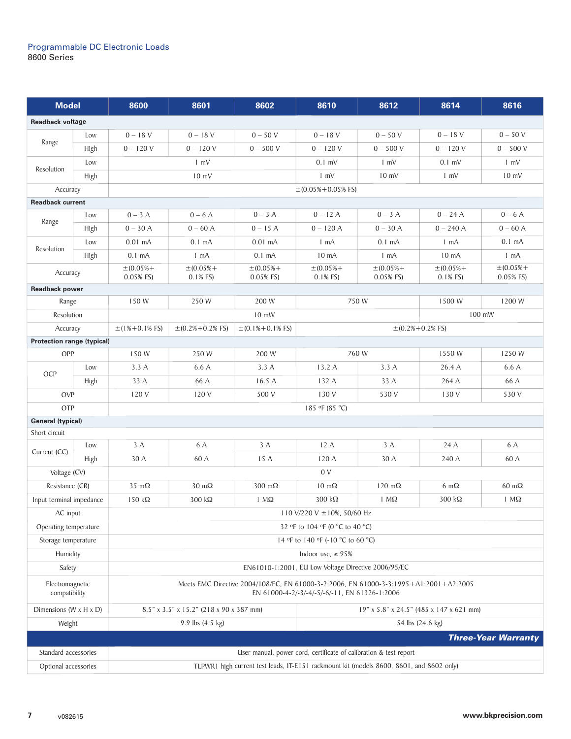Programmable DC Electronic Loads
8600 Series

| Model | | 8600 | 8601 | 8602 | 8610 | 8612 | 8614 | 8616 |
|---|---|---|---|---|---|---|---|---|
| **Readback voltage** | | | | | | | | |
| Range | Low | 0 – 18 V | 0 – 18 V | 0 – 50 V | 0 – 18 V | 0 – 50 V | 0 – 18 V | 0 – 50 V |
| | High | 0 – 120 V | 0 – 120 V | 0 – 500 V | 0 – 120 V | 0 – 500 V | 0 – 120 V | 0 – 500 V |
| Resolution | Low | 1 mV | | | 0.1 mV | 1 mV | 0.1 mV | 1 mV |
| | High | 10 mV | | | 1 mV | 10 mV | 1 mV | 10 mV |
| Accuracy | | ±(0.05%+0.05% FS) | | | | | | |
| **Readback current** | | | | | | | | |
| Range | Low | 0 – 3 A | 0 – 6 A | 0 – 3 A | 0 – 12 A | 0 – 3 A | 0 – 24 A | 0 – 6 A |
| | High | 0 – 30 A | 0 – 60 A | 0 – 15 A | 0 – 120 A | 0 – 30 A | 0 – 240 A | 0 – 60 A |
| Resolution | Low | 0.01 mA | 0.1 mA | 0.01 mA | 1 mA | 0.1 mA | 1 mA | 0.1 mA |
| | High | 0.1 mA | 1 mA | 0.1 mA | 10 mA | 1 mA | 10 mA | 1 mA |
| Accuracy | | ±(0.05%+ 0.05% FS) | ±(0.05%+ 0.1% FS) | ±(0.05%+ 0.05% FS) | ±(0.05%+ 0.1% FS) | ±(0.05%+ 0.05% FS) | ±(0.05%+ 0.1% FS) | ±(0.05%+ 0.05% FS) |
| **Readback power** | | | | | | | | |
| Range | | 150 W | 250 W | 200 W | 750 W | | 1500 W | 1200 W |
| Resolution | | 10 mW | | | | | 100 mW | |
| Accuracy | | ±(1%+0.1% FS) | ±(0.2%+0.2% FS) | ±(0.1%+0.1% FS) | ±(0.2%+0.2% FS) | | | |
| **Protection range (typical)** | | | | | | | | |
| OPP | | 150 W | 250 W | 200 W | 760 W | | 1550 W | 1250 W |
| OCP | Low | 3.3 A | 6.6 A | 3.3 A | 13.2 A | 3.3 A | 26.4 A | 6.6 A |
| | High | 33 A | 66 A | 16.5 A | 132 A | 33 A | 264 A | 66 A |
| OVP | | 120 V | 120 V | 500 V | 130 V | 530 V | 130 V | 530 V |
| OTP | | 185 °F (85 °C) | | | | | | |
| **General (typical)** | | | | | | | | |
| Short circuit | | | | | | | | |
| Current (CC) | Low | 3 A | 6 A | 3 A | 12 A | 3 A | 24 A | 6 A |
| | High | 30 A | 60 A | 15 A | 120 A | 30 A | 240 A | 60 A |
| Voltage (CV) | | 0 V | | | | | | |
| Resistance (CR) | | 35 mΩ | 30 mΩ | 300 mΩ | 10 mΩ | 120 mΩ | 6 mΩ | 60 mΩ |
| Input terminal impedance | | 150 kΩ | 300 kΩ | 1 MΩ | 300 kΩ | 1 MΩ | 300 kΩ | 1 MΩ |
| AC input | | 110 V/220 V ±10%, 50/60 Hz | | | | | | |
| Operating temperature | | 32 °F to 104 °F (0 °C to 40 °C) | | | | | | |
| Storage temperature | | 14 °F to 140 °F (-10 °C to 60 °C) | | | | | | |
| Humidity | | Indoor use, ≤ 95% | | | | | | |
| Safety | | EN61010-1:2001, EU Low Voltage Directive 2006/95/EC | | | | | | |
| Electromagnetic compatibility | | Meets EMC Directive 2004/108/EC, EN 61000-3-2:2006, EN 61000-3-3:1995+A1:2001+A2:2005 EN 61000-4-2/-3/-4/-5/-6/-11, EN 61326-1:2006 | | | | | | |
| Dimensions (W x H x D) | | 8.5" x 3.5" x 15.2" (218 x 90 x 387 mm) | | | 19" x 5.8" x 24.5" (485 x 147 x 621 mm) | | | |
| Weight | | 9.9 lbs (4.5 kg) | | | 54 lbs (24.6 kg) | | | |
| ***Three-Year Warranty*** | | | | | | | | |
| Standard accessories | | User manual, power cord, certificate of calibration & test report | | | | | | |
| Optional accessories | | TLPWR1 high current test leads, IT-E151 rackmount kit (models 8600, 8601, and 8602 only) | | | | | | |

v082615

www.bkprecision.com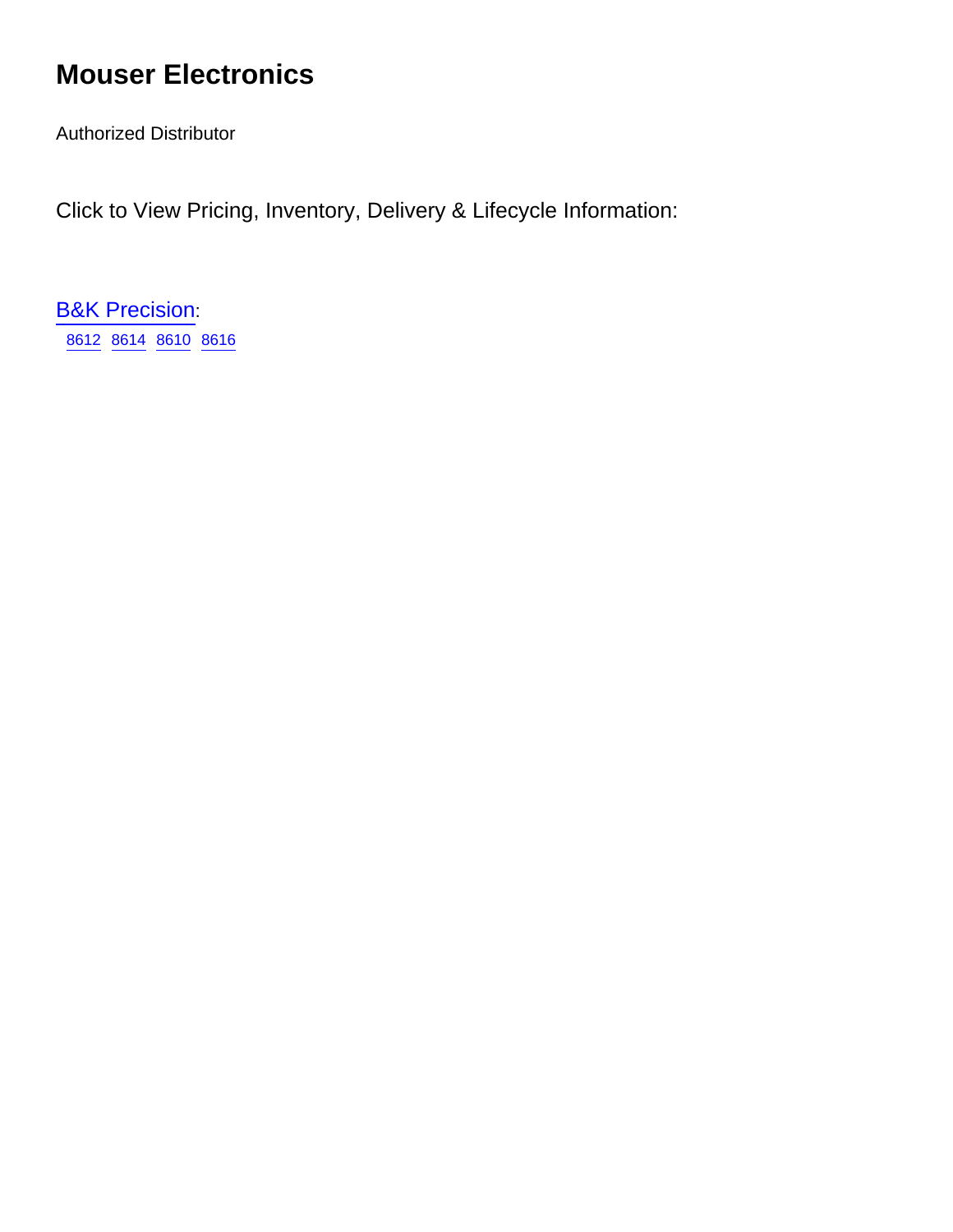# Mouser Electronics

Authorized Distributor

Click to View Pricing, Inventory, Delivery & Lifecycle Information:

B&K Precision:

8612 8614 8610 8616